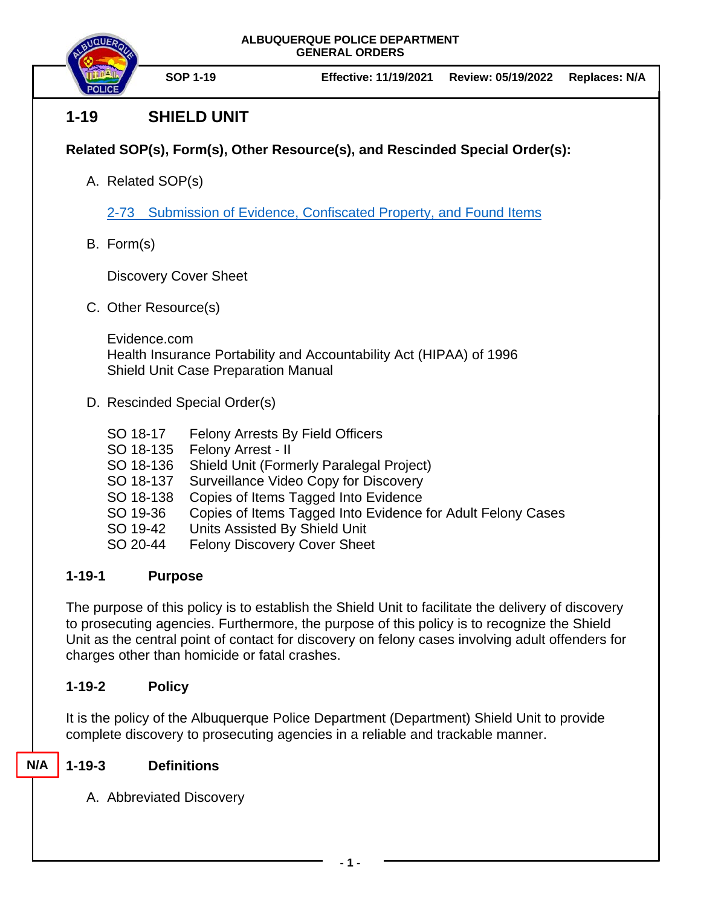ALBUQUERQUE POLICE DEPARTMENT
GENERAL ORDERS

| SOP 1-19 | Effective: 11/19/2021 | Review: 05/19/2022 | Replaces: N/A |
|---|---|---|---|

# 1-19 SHIELD UNIT

**Related SOP(s), Form(s), Other Resource(s), and Rescinded Special Order(s):**

A. Related SOP(s)

[2-73 Submission of Evidence, Confiscated Property, and Found Items]

B. Form(s)

Discovery Cover Sheet

C. Other Resource(s)

Evidence.com
Health Insurance Portability and Accountability Act (HIPAA) of 1996
Shield Unit Case Preparation Manual

D. Rescinded Special Order(s)

| | |
|---|---|
| SO 18-17 | Felony Arrests By Field Officers |
| SO 18-135 | Felony Arrest - II |
| SO 18-136 | Shield Unit (Formerly Paralegal Project) |
| SO 18-137 | Surveillance Video Copy for Discovery |
| SO 18-138 | Copies of Items Tagged Into Evidence |
| SO 19-36 | Copies of Items Tagged Into Evidence for Adult Felony Cases |
| SO 19-42 | Units Assisted By Shield Unit |
| SO 20-44 | Felony Discovery Cover Sheet |

## 1-19-1 Purpose

The purpose of this policy is to establish the Shield Unit to facilitate the delivery of discovery to prosecuting agencies. Furthermore, the purpose of this policy is to recognize the Shield Unit as the central point of contact for discovery on felony cases involving adult offenders for charges other than homicide or fatal crashes.

## 1-19-2 Policy

It is the policy of the Albuquerque Police Department (Department) Shield Unit to provide complete discovery to prosecuting agencies in a reliable and trackable manner.

## 1-19-3 Definitions

N/A

A. Abbreviated Discovery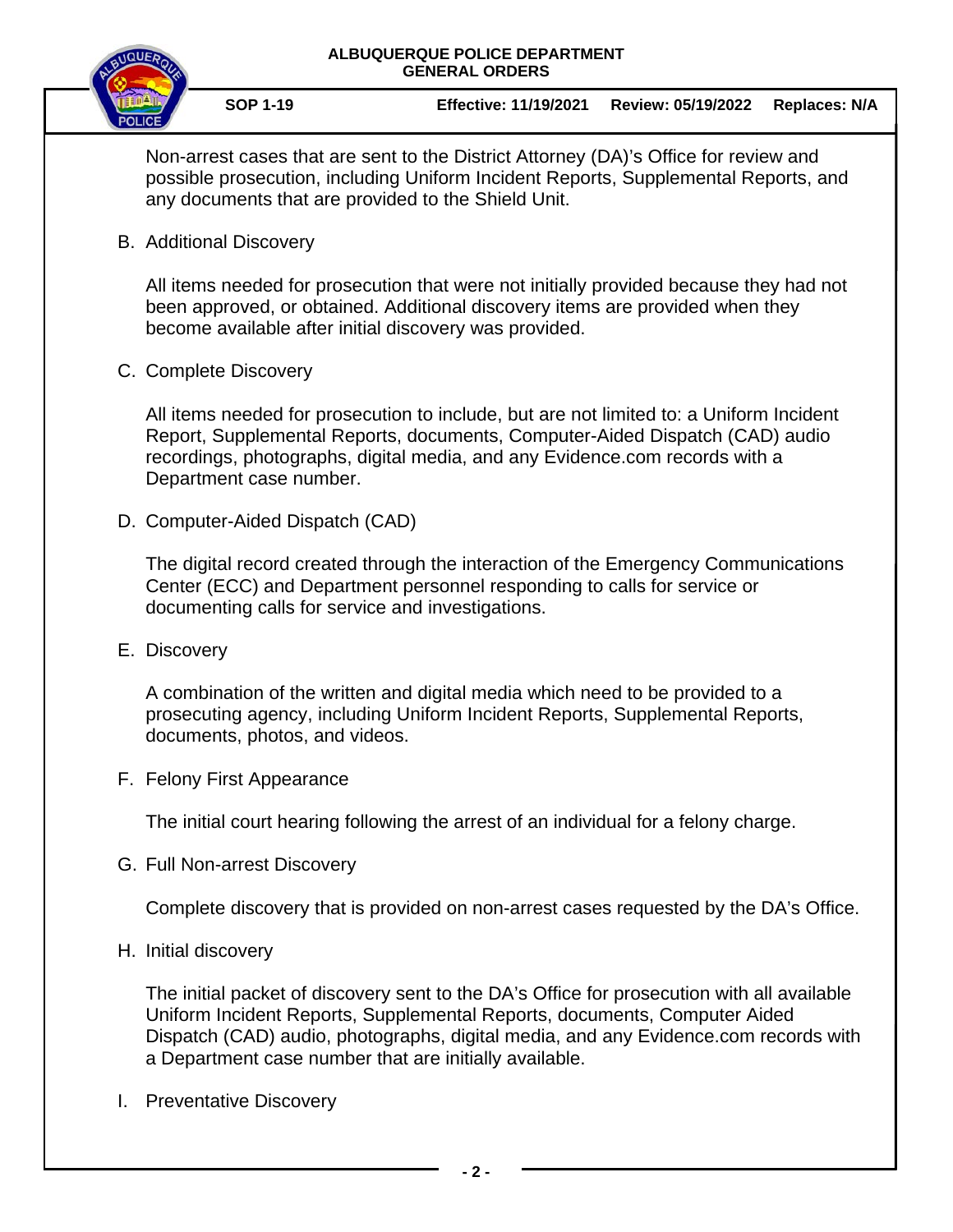Non-arrest cases that are sent to the District Attorney (DA)'s Office for review and possible prosecution, including Uniform Incident Reports, Supplemental Reports, and any documents that are provided to the Shield Unit.

B. Additional Discovery

All items needed for prosecution that were not initially provided because they had not been approved, or obtained. Additional discovery items are provided when they become available after initial discovery was provided.

C. Complete Discovery

All items needed for prosecution to include, but are not limited to: a Uniform Incident Report, Supplemental Reports, documents, Computer-Aided Dispatch (CAD) audio recordings, photographs, digital media, and any Evidence.com records with a Department case number.

D. Computer-Aided Dispatch (CAD)

The digital record created through the interaction of the Emergency Communications Center (ECC) and Department personnel responding to calls for service or documenting calls for service and investigations.

E. Discovery

A combination of the written and digital media which need to be provided to a prosecuting agency, including Uniform Incident Reports, Supplemental Reports, documents, photos, and videos.

F. Felony First Appearance

The initial court hearing following the arrest of an individual for a felony charge.

G. Full Non-arrest Discovery

Complete discovery that is provided on non-arrest cases requested by the DA's Office.

H. Initial discovery

The initial packet of discovery sent to the DA's Office for prosecution with all available Uniform Incident Reports, Supplemental Reports, documents, Computer Aided Dispatch (CAD) audio, photographs, digital media, and any Evidence.com records with a Department case number that are initially available.

I. Preventative Discovery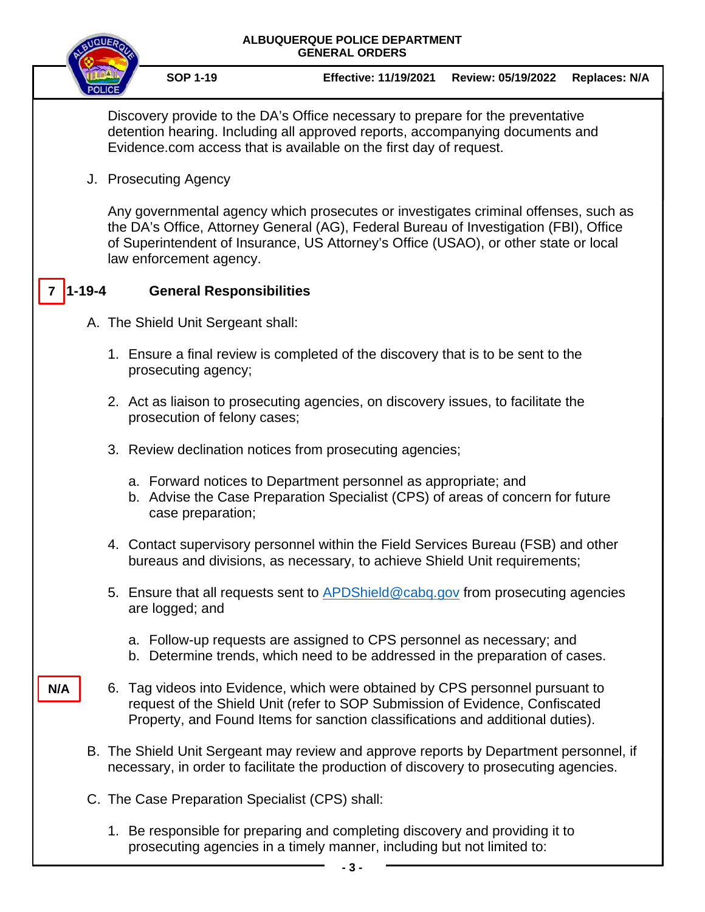Discovery provide to the DA's Office necessary to prepare for the preventative detention hearing. Including all approved reports, accompanying documents and Evidence.com access that is available on the first day of request.

J. Prosecuting Agency

Any governmental agency which prosecutes or investigates criminal offenses, such as the DA's Office, Attorney General (AG), Federal Bureau of Investigation (FBI), Office of Superintendent of Insurance, US Attorney's Office (USAO), or other state or local law enforcement agency.

## 7 1-19-4 General Responsibilities

A. The Shield Unit Sergeant shall:

1. Ensure a final review is completed of the discovery that is to be sent to the prosecuting agency;
2. Act as liaison to prosecuting agencies, on discovery issues, to facilitate the prosecution of felony cases;
3. Review declination notices from prosecuting agencies;
   a. Forward notices to Department personnel as appropriate; and
   b. Advise the Case Preparation Specialist (CPS) of areas of concern for future case preparation;
4. Contact supervisory personnel within the Field Services Bureau (FSB) and other bureaus and divisions, as necessary, to achieve Shield Unit requirements;
5. Ensure that all requests sent to APDShield@cabq.gov from prosecuting agencies are logged; and
   a. Follow-up requests are assigned to CPS personnel as necessary; and
   b. Determine trends, which need to be addressed in the preparation of cases.

N/A

6. Tag videos into Evidence, which were obtained by CPS personnel pursuant to request of the Shield Unit (refer to SOP Submission of Evidence, Confiscated Property, and Found Items for sanction classifications and additional duties).

B. The Shield Unit Sergeant may review and approve reports by Department personnel, if necessary, in order to facilitate the production of discovery to prosecuting agencies.

C. The Case Preparation Specialist (CPS) shall:

1. Be responsible for preparing and completing discovery and providing it to prosecuting agencies in a timely manner, including but not limited to: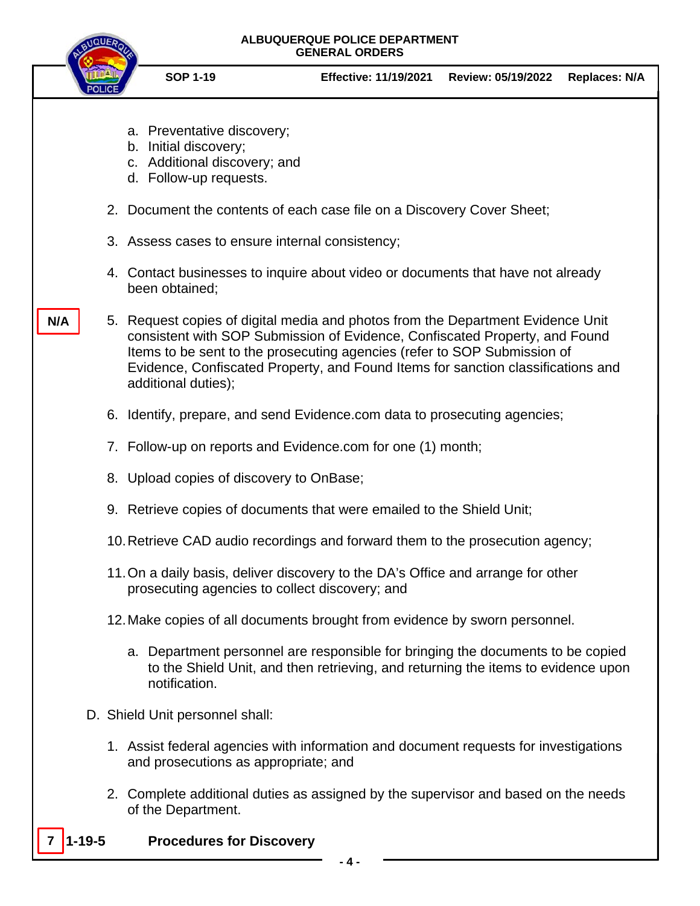a. Preventative discovery;
b. Initial discovery;
c. Additional discovery; and
d. Follow-up requests.

2. Document the contents of each case file on a Discovery Cover Sheet;

3. Assess cases to ensure internal consistency;

4. Contact businesses to inquire about video or documents that have not already been obtained;

N/A

5. Request copies of digital media and photos from the Department Evidence Unit consistent with SOP Submission of Evidence, Confiscated Property, and Found Items to be sent to the prosecuting agencies (refer to SOP Submission of Evidence, Confiscated Property, and Found Items for sanction classifications and additional duties);

6. Identify, prepare, and send Evidence.com data to prosecuting agencies;

7. Follow-up on reports and Evidence.com for one (1) month;

8. Upload copies of discovery to OnBase;

9. Retrieve copies of documents that were emailed to the Shield Unit;

10. Retrieve CAD audio recordings and forward them to the prosecution agency;

11. On a daily basis, deliver discovery to the DA's Office and arrange for other prosecuting agencies to collect discovery; and

12. Make copies of all documents brought from evidence by sworn personnel.

    a. Department personnel are responsible for bringing the documents to be copied to the Shield Unit, and then retrieving, and returning the items to evidence upon notification.

D. Shield Unit personnel shall:

1. Assist federal agencies with information and document requests for investigations and prosecutions as appropriate; and

2. Complete additional duties as assigned by the supervisor and based on the needs of the Department.

## 7 1-19-5 Procedures for Discovery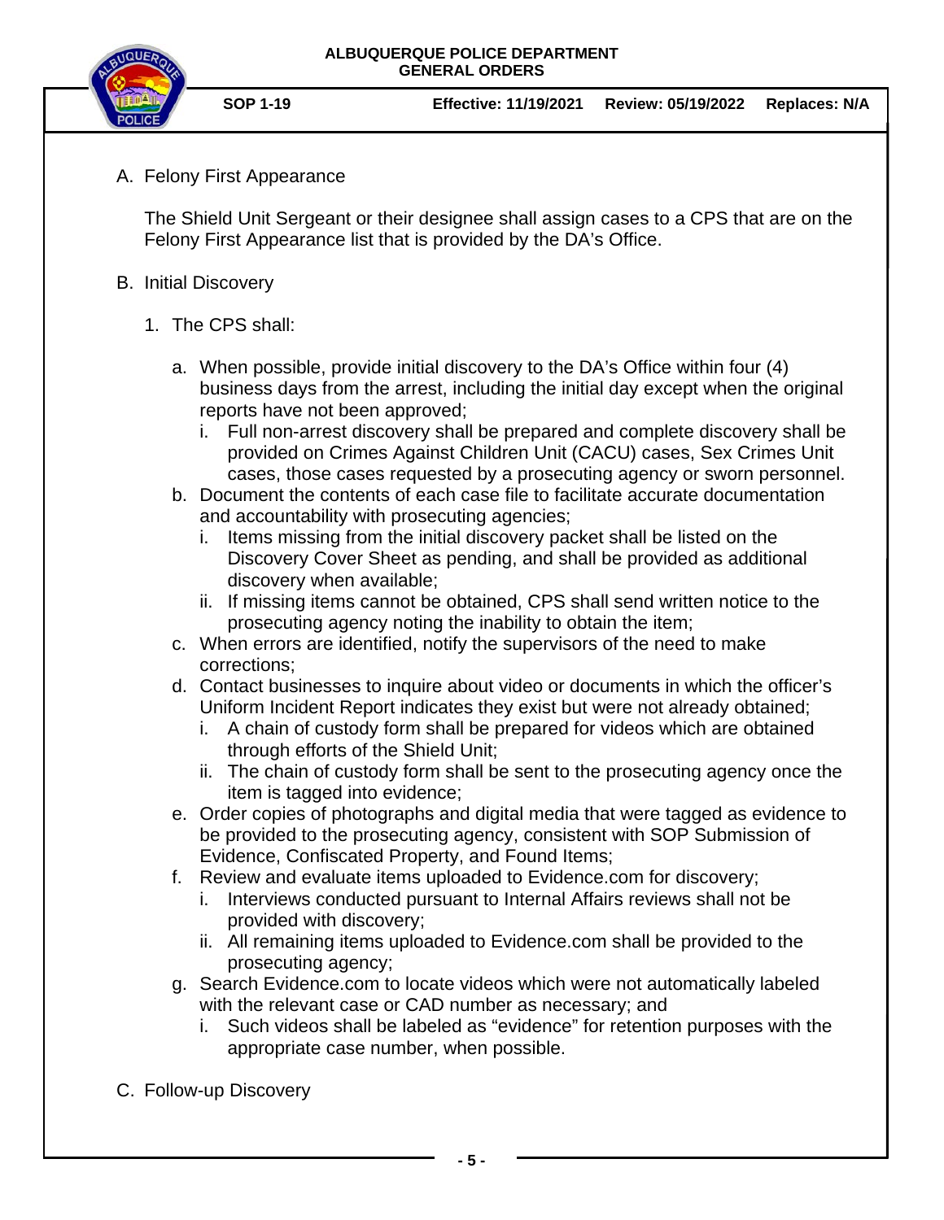A. Felony First Appearance

   The Shield Unit Sergeant or their designee shall assign cases to a CPS that are on the Felony First Appearance list that is provided by the DA's Office.

B. Initial Discovery

   1. The CPS shall:

      a. When possible, provide initial discovery to the DA's Office within four (4) business days from the arrest, including the initial day except when the original reports have not been approved;
         i. Full non-arrest discovery shall be prepared and complete discovery shall be provided on Crimes Against Children Unit (CACU) cases, Sex Crimes Unit cases, those cases requested by a prosecuting agency or sworn personnel.
      b. Document the contents of each case file to facilitate accurate documentation and accountability with prosecuting agencies;
         i. Items missing from the initial discovery packet shall be listed on the Discovery Cover Sheet as pending, and shall be provided as additional discovery when available;
         ii. If missing items cannot be obtained, CPS shall send written notice to the prosecuting agency noting the inability to obtain the item;
      c. When errors are identified, notify the supervisors of the need to make corrections;
      d. Contact businesses to inquire about video or documents in which the officer's Uniform Incident Report indicates they exist but were not already obtained;
         i. A chain of custody form shall be prepared for videos which are obtained through efforts of the Shield Unit;
         ii. The chain of custody form shall be sent to the prosecuting agency once the item is tagged into evidence;
      e. Order copies of photographs and digital media that were tagged as evidence to be provided to the prosecuting agency, consistent with SOP Submission of Evidence, Confiscated Property, and Found Items;
      f. Review and evaluate items uploaded to Evidence.com for discovery;
         i. Interviews conducted pursuant to Internal Affairs reviews shall not be provided with discovery;
         ii. All remaining items uploaded to Evidence.com shall be provided to the prosecuting agency;
      g. Search Evidence.com to locate videos which were not automatically labeled with the relevant case or CAD number as necessary; and
         i. Such videos shall be labeled as "evidence" for retention purposes with the appropriate case number, when possible.

C. Follow-up Discovery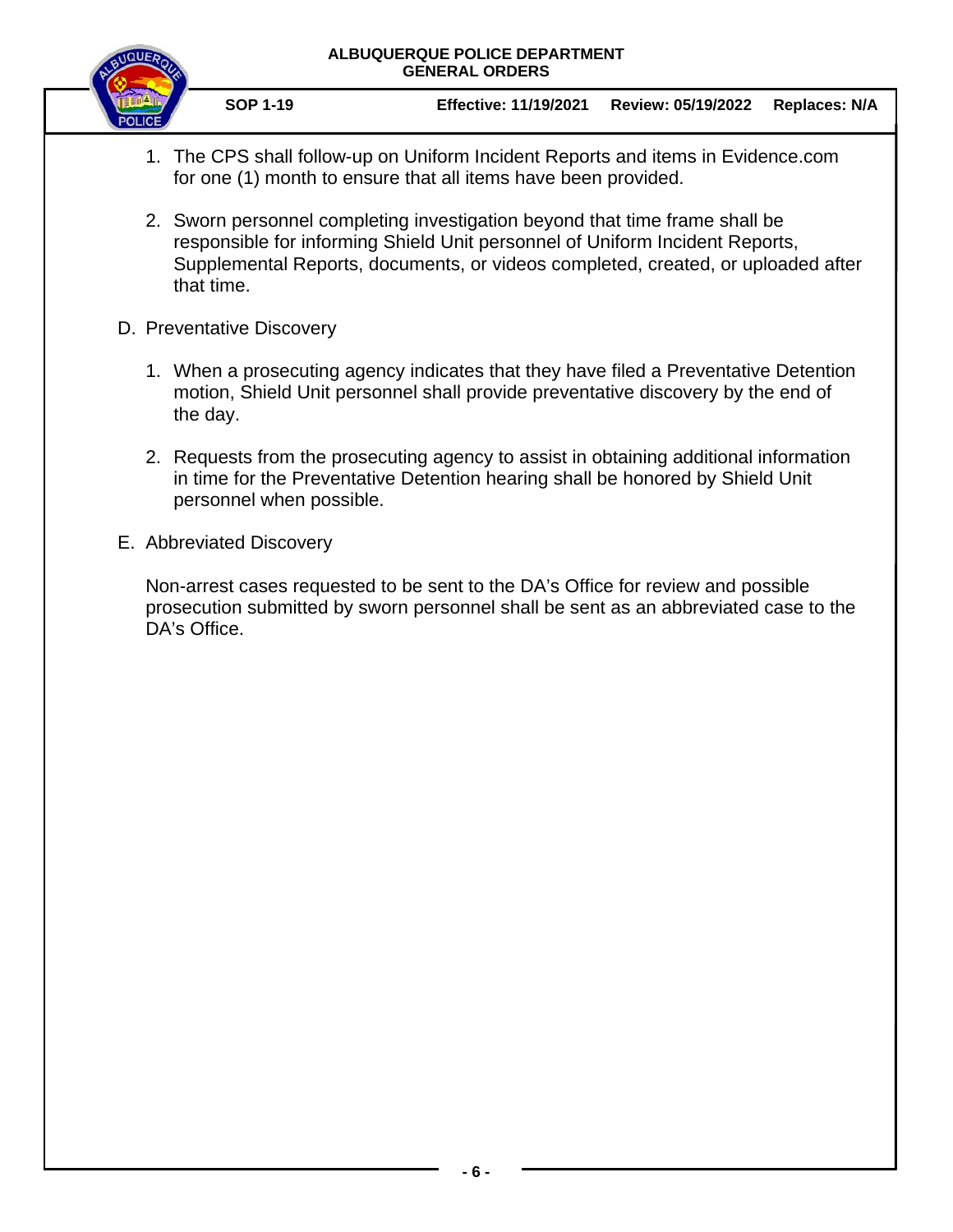1. The CPS shall follow-up on Uniform Incident Reports and items in Evidence.com for one (1) month to ensure that all items have been provided.

2. Sworn personnel completing investigation beyond that time frame shall be responsible for informing Shield Unit personnel of Uniform Incident Reports, Supplemental Reports, documents, or videos completed, created, or uploaded after that time.

D. Preventative Discovery

1. When a prosecuting agency indicates that they have filed a Preventative Detention motion, Shield Unit personnel shall provide preventative discovery by the end of the day.

2. Requests from the prosecuting agency to assist in obtaining additional information in time for the Preventative Detention hearing shall be honored by Shield Unit personnel when possible.

E. Abbreviated Discovery

Non-arrest cases requested to be sent to the DA's Office for review and possible prosecution submitted by sworn personnel shall be sent as an abbreviated case to the DA's Office.